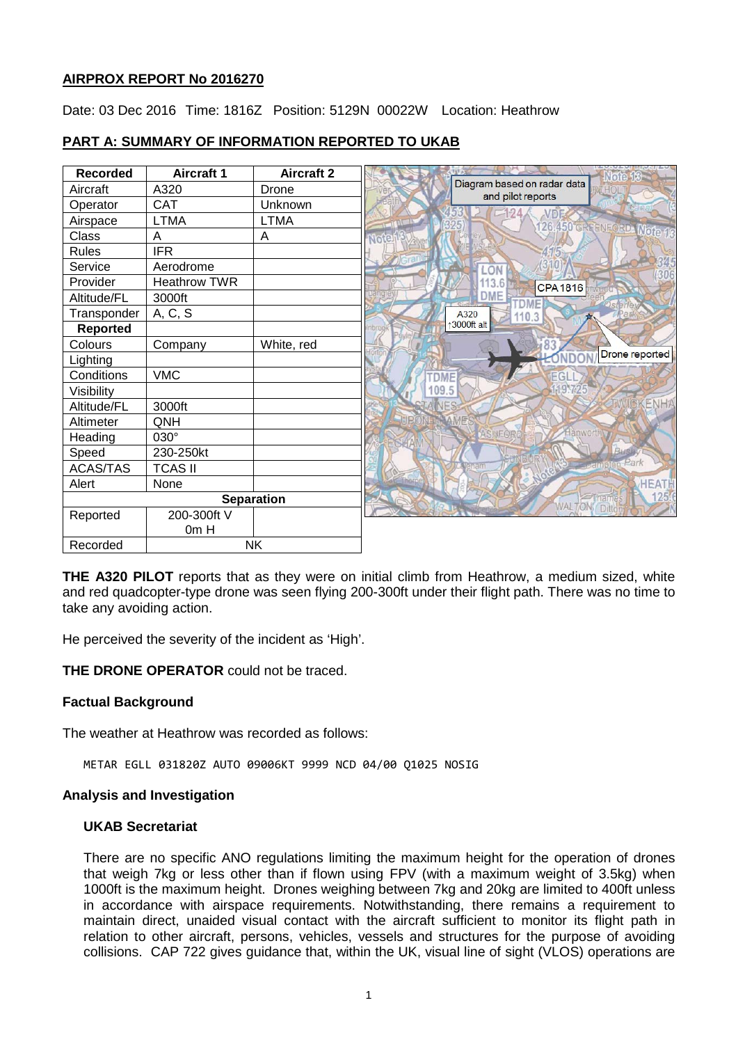## AIRPROX REPORT No 2016270

Date: 03 Dec 2016 Time: 1816Z Position: 5129N 00022W Location: Heathrow

## PART A: SUMMARY OF INFORMATION REPORTED TO UKAB

| Recorded | Aircraft 1 | Aircraft 2 |
|---|---|---|
| Aircraft | A320 | Drone |
| Operator | CAT | Unknown |
| Airspace | LTMA | LTMA |
| Class | A | A |
| Rules | IFR | |
| Service | Aerodrome | |
| Provider | Heathrow TWR | |
| Altitude/FL | 3000ft | |
| Transponder | A, C, S | |
| **Reported** | | |
| Colours | Company | White, red |
| Lighting | | |
| Conditions | VMC | |
| Visibility | | |
| Altitude/FL | 3000ft | |
| Altimeter | QNH | |
| Heading | 030° | |
| Speed | 230-250kt | |
| ACAS/TAS | TCAS II | |
| Alert | None | |
| **Separation** | | |
| Reported | 200-300ft V 0m H | |
| Recorded | NK | |

Diagram based on radar data and pilot reports

**THE A320 PILOT** reports that as they were on initial climb from Heathrow, a medium sized, white and red quadcopter-type drone was seen flying 200-300ft under their flight path. There was no time to take any avoiding action.

He perceived the severity of the incident as 'High'.

**THE DRONE OPERATOR** could not be traced.

### Factual Background

The weather at Heathrow was recorded as follows:

```
METAR EGLL 031820Z AUTO 09006KT 9999 NCD 04/00 Q1025 NOSIG
```

### Analysis and Investigation

#### UKAB Secretariat

There are no specific ANO regulations limiting the maximum height for the operation of drones that weigh 7kg or less other than if flown using FPV (with a maximum weight of 3.5kg) when 1000ft is the maximum height. Drones weighing between 7kg and 20kg are limited to 400ft unless in accordance with airspace requirements. Notwithstanding, there remains a requirement to maintain direct, unaided visual contact with the aircraft sufficient to monitor its flight path in relation to other aircraft, persons, vehicles, vessels and structures for the purpose of avoiding collisions. CAP 722 gives guidance that, within the UK, visual line of sight (VLOS) operations are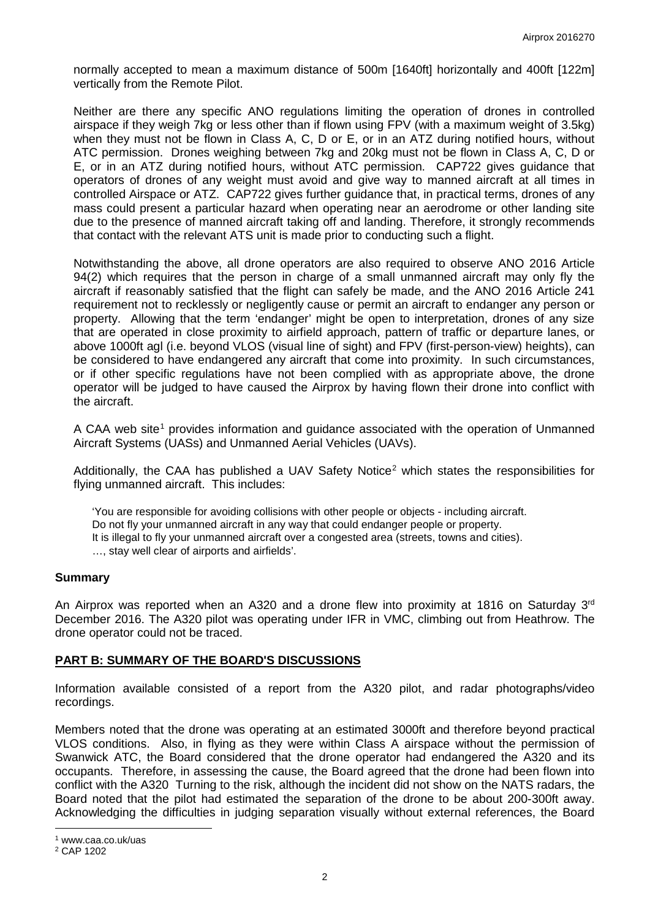normally accepted to mean a maximum distance of 500m [1640ft] horizontally and 400ft [122m] vertically from the Remote Pilot.

Neither are there any specific ANO regulations limiting the operation of drones in controlled airspace if they weigh 7kg or less other than if flown using FPV (with a maximum weight of 3.5kg) when they must not be flown in Class A, C, D or E, or in an ATZ during notified hours, without ATC permission. Drones weighing between 7kg and 20kg must not be flown in Class A, C, D or E, or in an ATZ during notified hours, without ATC permission. CAP722 gives guidance that operators of drones of any weight must avoid and give way to manned aircraft at all times in controlled Airspace or ATZ. CAP722 gives further guidance that, in practical terms, drones of any mass could present a particular hazard when operating near an aerodrome or other landing site due to the presence of manned aircraft taking off and landing. Therefore, it strongly recommends that contact with the relevant ATS unit is made prior to conducting such a flight.

Notwithstanding the above, all drone operators are also required to observe ANO 2016 Article 94(2) which requires that the person in charge of a small unmanned aircraft may only fly the aircraft if reasonably satisfied that the flight can safely be made, and the ANO 2016 Article 241 requirement not to recklessly or negligently cause or permit an aircraft to endanger any person or property. Allowing that the term 'endanger' might be open to interpretation, drones of any size that are operated in close proximity to airfield approach, pattern of traffic or departure lanes, or above 1000ft agl (i.e. beyond VLOS (visual line of sight) and FPV (first-person-view) heights), can be considered to have endangered any aircraft that come into proximity. In such circumstances, or if other specific regulations have not been complied with as appropriate above, the drone operator will be judged to have caused the Airprox by having flown their drone into conflict with the aircraft.

A CAA web site[1] provides information and guidance associated with the operation of Unmanned Aircraft Systems (UASs) and Unmanned Aerial Vehicles (UAVs).

Additionally, the CAA has published a UAV Safety Notice[2] which states the responsibilities for flying unmanned aircraft. This includes:

> 'You are responsible for avoiding collisions with other people or objects - including aircraft.
> Do not fly your unmanned aircraft in any way that could endanger people or property.
> It is illegal to fly your unmanned aircraft over a congested area (streets, towns and cities).
> …, stay well clear of airports and airfields'.

## Summary

An Airprox was reported when an A320 and a drone flew into proximity at 1816 on Saturday 3rd December 2016. The A320 pilot was operating under IFR in VMC, climbing out from Heathrow. The drone operator could not be traced.

## PART B: SUMMARY OF THE BOARD'S DISCUSSIONS

Information available consisted of a report from the A320 pilot, and radar photographs/video recordings.

Members noted that the drone was operating at an estimated 3000ft and therefore beyond practical VLOS conditions. Also, in flying as they were within Class A airspace without the permission of Swanwick ATC, the Board considered that the drone operator had endangered the A320 and its occupants. Therefore, in assessing the cause, the Board agreed that the drone had been flown into conflict with the A320 Turning to the risk, although the incident did not show on the NATS radars, the Board noted that the pilot had estimated the separation of the drone to be about 200-300ft away. Acknowledging the difficulties in judging separation visually without external references, the Board

---

[1] www.caa.co.uk/uas

[2] CAP 1202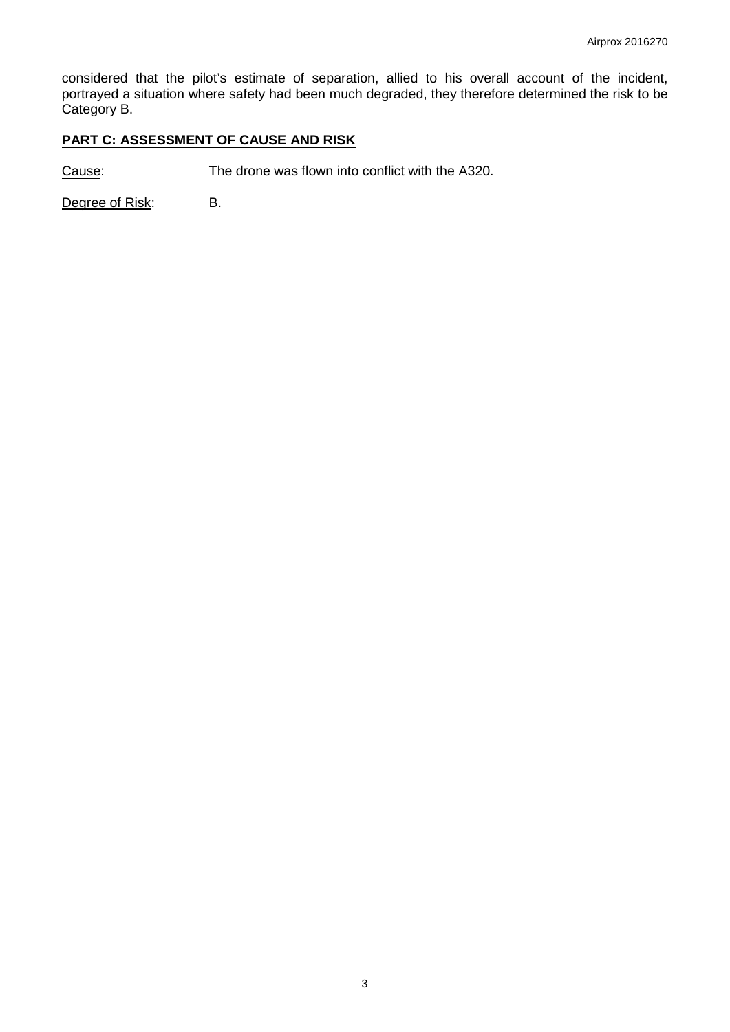considered that the pilot's estimate of separation, allied to his overall account of the incident, portrayed a situation where safety had been much degraded, they therefore determined the risk to be Category B.

## PART C: ASSESSMENT OF CAUSE AND RISK

Cause: The drone was flown into conflict with the A320.

Degree of Risk: B.